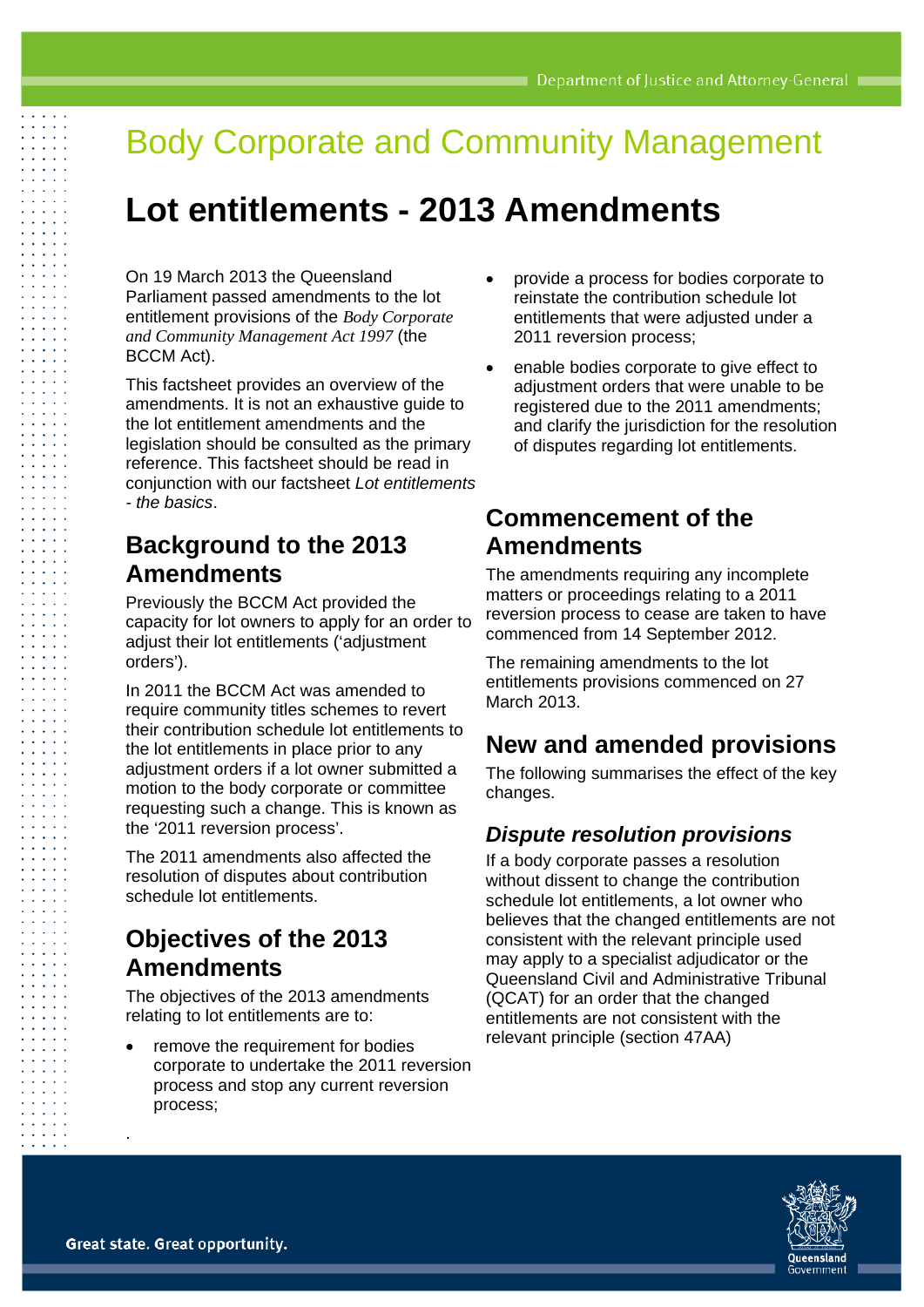# Body Corporate and Community Management

# Lot entitlements - 2013 Amendments

On 19 March 2013 the Queensland Parliament passed amendments to the lot entitlement provisions of the *Body Corporate and Community Management Act 1997* (the BCCM Act).

This factsheet provides an overview of the amendments. It is not an exhaustive guide to the lot entitlement amendments and the legislation should be consulted as the primary reference. This factsheet should be read in conjunction with our factsheet *Lot entitlements - the basics*.

## Background to the 2013 Amendments

Previously the BCCM Act provided the capacity for lot owners to apply for an order to adjust their lot entitlements ('adjustment orders').

In 2011 the BCCM Act was amended to require community titles schemes to revert their contribution schedule lot entitlements to the lot entitlements in place prior to any adjustment orders if a lot owner submitted a motion to the body corporate or committee requesting such a change. This is known as the '2011 reversion process'.

The 2011 amendments also affected the resolution of disputes about contribution schedule lot entitlements.

## Objectives of the 2013 Amendments

The objectives of the 2013 amendments relating to lot entitlements are to:

- remove the requirement for bodies corporate to undertake the 2011 reversion process and stop any current reversion process;
- provide a process for bodies corporate to reinstate the contribution schedule lot entitlements that were adjusted under a 2011 reversion process;
- enable bodies corporate to give effect to adjustment orders that were unable to be registered due to the 2011 amendments; and clarify the jurisdiction for the resolution of disputes regarding lot entitlements.

## Commencement of the Amendments

The amendments requiring any incomplete matters or proceedings relating to a 2011 reversion process to cease are taken to have commenced from 14 September 2012.

The remaining amendments to the lot entitlements provisions commenced on 27 March 2013.

## New and amended provisions

The following summarises the effect of the key changes.

### *Dispute resolution provisions*

If a body corporate passes a resolution without dissent to change the contribution schedule lot entitlements, a lot owner who believes that the changed entitlements are not consistent with the relevant principle used may apply to a specialist adjudicator or the Queensland Civil and Administrative Tribunal (QCAT) for an order that the changed entitlements are not consistent with the relevant principle (section 47AA)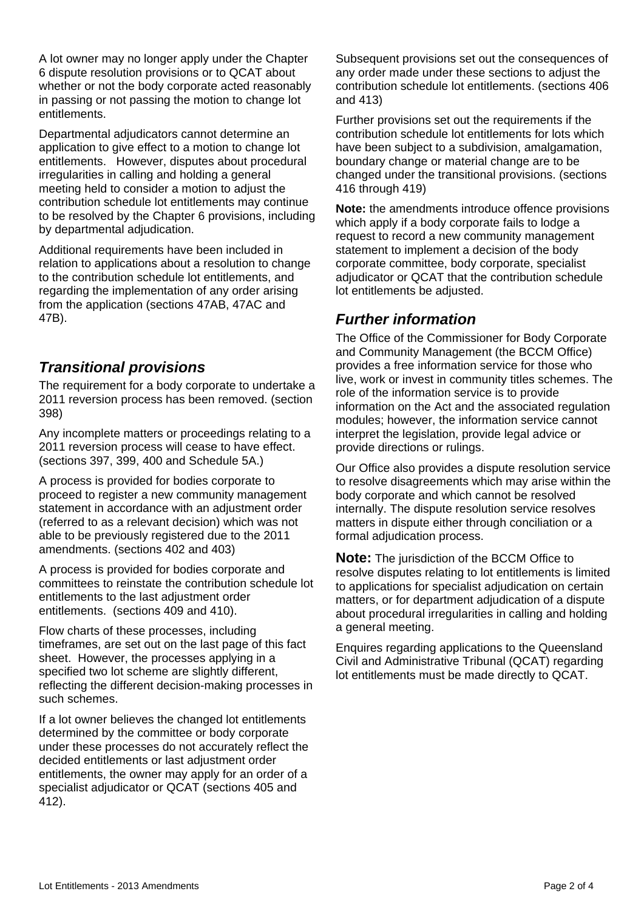A lot owner may no longer apply under the Chapter 6 dispute resolution provisions or to QCAT about whether or not the body corporate acted reasonably in passing or not passing the motion to change lot entitlements.

Departmental adjudicators cannot determine an application to give effect to a motion to change lot entitlements. However, disputes about procedural irregularities in calling and holding a general meeting held to consider a motion to adjust the contribution schedule lot entitlements may continue to be resolved by the Chapter 6 provisions, including by departmental adjudication.

Additional requirements have been included in relation to applications about a resolution to change to the contribution schedule lot entitlements, and regarding the implementation of any order arising from the application (sections 47AB, 47AC and 47B).

## *Transitional provisions*

The requirement for a body corporate to undertake a 2011 reversion process has been removed. (section 398)

Any incomplete matters or proceedings relating to a 2011 reversion process will cease to have effect. (sections 397, 399, 400 and Schedule 5A.)

A process is provided for bodies corporate to proceed to register a new community management statement in accordance with an adjustment order (referred to as a relevant decision) which was not able to be previously registered due to the 2011 amendments. (sections 402 and 403)

A process is provided for bodies corporate and committees to reinstate the contribution schedule lot entitlements to the last adjustment order entitlements. (sections 409 and 410).

Flow charts of these processes, including timeframes, are set out on the last page of this fact sheet. However, the processes applying in a specified two lot scheme are slightly different, reflecting the different decision-making processes in such schemes.

If a lot owner believes the changed lot entitlements determined by the committee or body corporate under these processes do not accurately reflect the decided entitlements or last adjustment order entitlements, the owner may apply for an order of a specialist adjudicator or QCAT (sections 405 and 412).

Subsequent provisions set out the consequences of any order made under these sections to adjust the contribution schedule lot entitlements. (sections 406 and 413)

Further provisions set out the requirements if the contribution schedule lot entitlements for lots which have been subject to a subdivision, amalgamation, boundary change or material change are to be changed under the transitional provisions. (sections 416 through 419)

**Note:** the amendments introduce offence provisions which apply if a body corporate fails to lodge a request to record a new community management statement to implement a decision of the body corporate committee, body corporate, specialist adjudicator or QCAT that the contribution schedule lot entitlements be adjusted.

## *Further information*

The Office of the Commissioner for Body Corporate and Community Management (the BCCM Office) provides a free information service for those who live, work or invest in community titles schemes. The role of the information service is to provide information on the Act and the associated regulation modules; however, the information service cannot interpret the legislation, provide legal advice or provide directions or rulings.

Our Office also provides a dispute resolution service to resolve disagreements which may arise within the body corporate and which cannot be resolved internally. The dispute resolution service resolves matters in dispute either through conciliation or a formal adjudication process.

**Note:** The jurisdiction of the BCCM Office to resolve disputes relating to lot entitlements is limited to applications for specialist adjudication on certain matters, or for department adjudication of a dispute about procedural irregularities in calling and holding a general meeting.

Enquires regarding applications to the Queensland Civil and Administrative Tribunal (QCAT) regarding lot entitlements must be made directly to QCAT.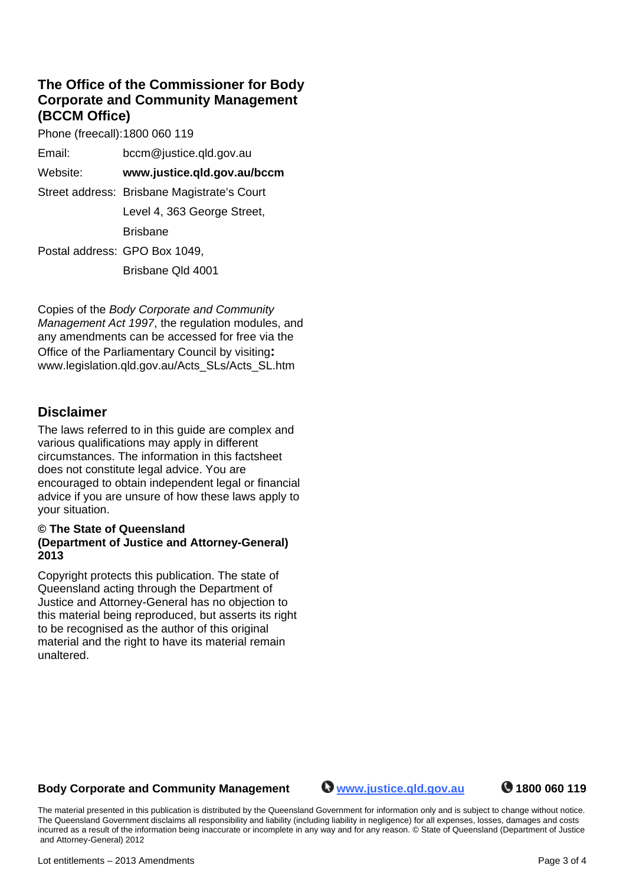## The Office of the Commissioner for Body Corporate and Community Management (BCCM Office)

Phone (freecall): 1800 060 119

Email: bccm@justice.qld.gov.au

Website: **www.justice.qld.gov.au/bccm**

Street address: Brisbane Magistrate's Court
Level 4, 363 George Street,
Brisbane

Postal address: GPO Box 1049,
Brisbane Qld 4001

Copies of the *Body Corporate and Community Management Act 1997*, the regulation modules, and any amendments can be accessed for free via the Office of the Parliamentary Council by visiting**:** www.legislation.qld.gov.au/Acts_SLs/Acts_SL.htm

## Disclaimer

The laws referred to in this guide are complex and various qualifications may apply in different circumstances. The information in this factsheet does not constitute legal advice. You are encouraged to obtain independent legal or financial advice if you are unsure of how these laws apply to your situation.

**© The State of Queensland (Department of Justice and Attorney-General) 2013**

Copyright protects this publication. The state of Queensland acting through the Department of Justice and Attorney-General has no objection to this material being reproduced, but asserts its right to be recognised as the author of this original material and the right to have its material remain unaltered.

**Body Corporate and Community Management** **www.justice.qld.gov.au** **1800 060 119**

The material presented in this publication is distributed by the Queensland Government for information only and is subject to change without notice. The Queensland Government disclaims all responsibility and liability (including liability in negligence) for all expenses, losses, damages and costs incurred as a result of the information being inaccurate or incomplete in any way and for any reason. © State of Queensland (Department of Justice and Attorney-General) 2012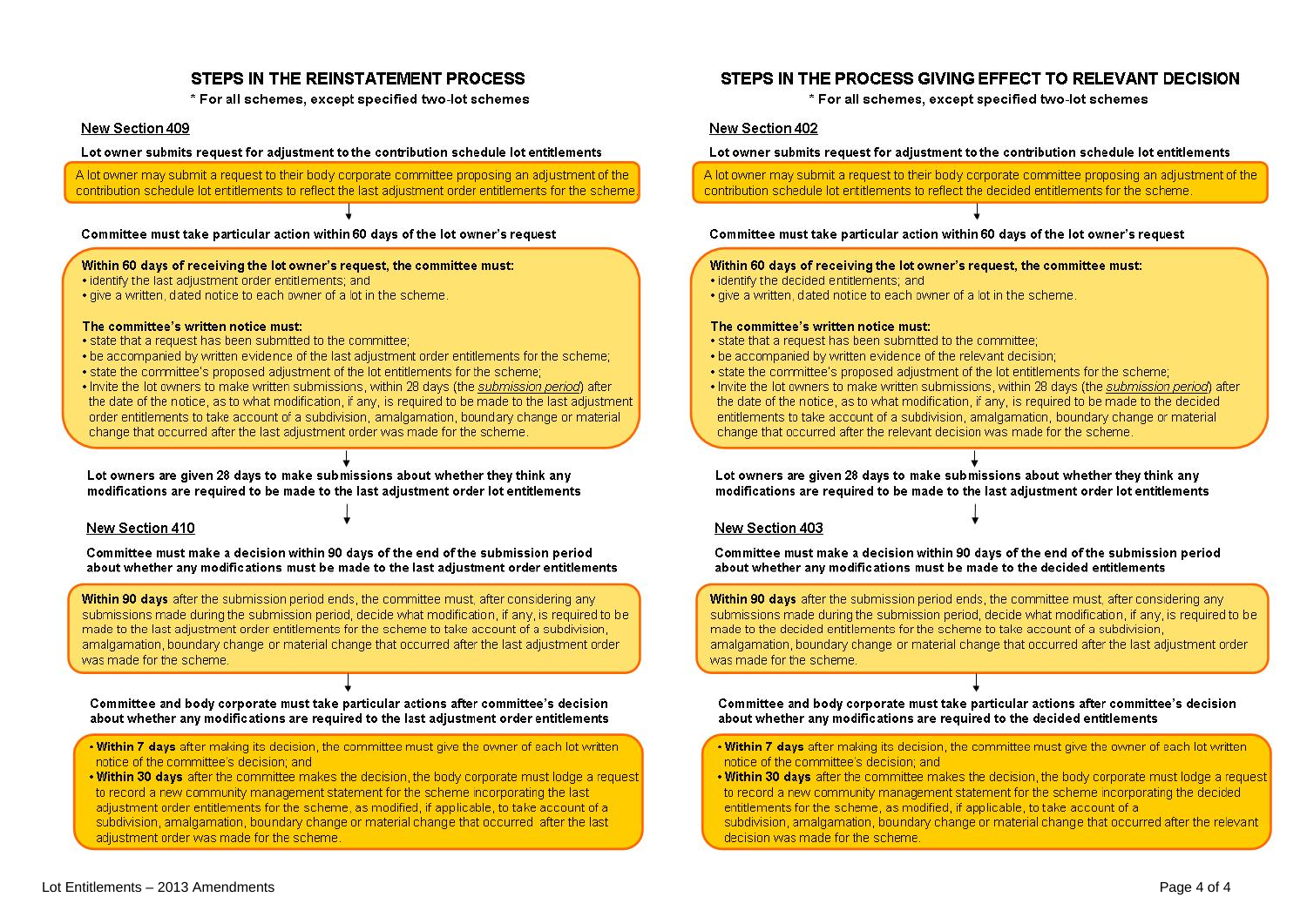## STEPS IN THE REINSTATEMENT PROCESS

\* For all schemes, except specified two-lot schemes

### New Section 409

**Lot owner submits request for adjustment to the contribution schedule lot entitlements**

A lot owner may submit a request to their body corporate committee proposing an adjustment of the contribution schedule lot entitlements to reflect the last adjustment order entitlements for the scheme.

↓

**Committee must take particular action within 60 days of the lot owner's request**

**Within 60 days of receiving the lot owner's request, the committee must:**

- identify the last adjustment order entitlements; and
- give a written, dated notice to each owner of a lot in the scheme.

**The committee's written notice must:**

- state that a request has been submitted to the committee;
- be accompanied by written evidence of the last adjustment order entitlements for the scheme;
- state the committee's proposed adjustment of the lot entitlements for the scheme;
- Invite the lot owners to make written submissions, within 28 days (the *submission period*) after the date of the notice, as to what modification, if any, is required to be made to the last adjustment order entitlements to take account of a subdivision, amalgamation, boundary change or material change that occurred after the last adjustment order was made for the scheme.

↓

**Lot owners are given 28 days to make submissions about whether they think any modifications are required to be made to the last adjustment order lot entitlements**

↓

### New Section 410

**Committee must make a decision within 90 days of the end of the submission period about whether any modifications must be made to the last adjustment order entitlements**

**Within 90 days** after the submission period ends, the committee must, after considering any submissions made during the submission period, decide what modification, if any, is required to be made to the last adjustment order entitlements for the scheme to take account of a subdivision, amalgamation, boundary change or material change that occurred after the last adjustment order was made for the scheme.

↓

**Committee and body corporate must take particular actions after committee's decision about whether any modifications are required to the last adjustment order entitlements**

- **Within 7 days** after making its decision, the committee must give the owner of each lot written notice of the committee's decision; and
- **Within 30 days** after the committee makes the decision, the body corporate must lodge a request to record a new community management statement for the scheme incorporating the last adjustment order entitlements for the scheme, as modified, if applicable, to take account of a subdivision, amalgamation, boundary change or material change that occurred after the last adjustment order was made for the scheme.

## STEPS IN THE PROCESS GIVING EFFECT TO RELEVANT DECISION

\* For all schemes, except specified two-lot schemes

### New Section 402

**Lot owner submits request for adjustment to the contribution schedule lot entitlements**

A lot owner may submit a request to their body corporate committee proposing an adjustment of the contribution schedule lot entitlements to reflect the decided entitlements for the scheme.

↓

**Committee must take particular action within 60 days of the lot owner's request**

**Within 60 days of receiving the lot owner's request, the committee must:**

- identify the decided entitlements; and
- give a written, dated notice to each owner of a lot in the scheme.

**The committee's written notice must:**

- state that a request has been submitted to the committee;
- be accompanied by written evidence of the relevant decision;
- state the committee's proposed adjustment of the lot entitlements for the scheme;
- Invite the lot owners to make written submissions, within 28 days (the *submission period*) after the date of the notice, as to what modification, if any, is required to be made to the decided entitlements to take account of a subdivision, amalgamation, boundary change or material change that occurred after the relevant decision was made for the scheme.

↓

**Lot owners are given 28 days to make submissions about whether they think any modifications are required to be made to the last adjustment order lot entitlements**

↓

### New Section 403

**Committee must make a decision within 90 days of the end of the submission period about whether any modifications must be made to the decided entitlements**

**Within 90 days** after the submission period ends, the committee must, after considering any submissions made during the submission period, decide what modification, if any, is required to be made to the decided entitlements for the scheme to take account of a subdivision, amalgamation, boundary change or material change that occurred after the last adjustment order was made for the scheme.

↓

**Committee and body corporate must take particular actions after committee's decision about whether any modifications are required to the decided entitlements**

- **Within 7 days** after making its decision, the committee must give the owner of each lot written notice of the committee's decision; and
- **Within 30 days** after the committee makes the decision, the body corporate must lodge a request to record a new community management statement for the scheme incorporating the decided entitlements for the scheme, as modified, if applicable, to take account of a subdivision, amalgamation, boundary change or material change that occurred after the relevant decision was made for the scheme.